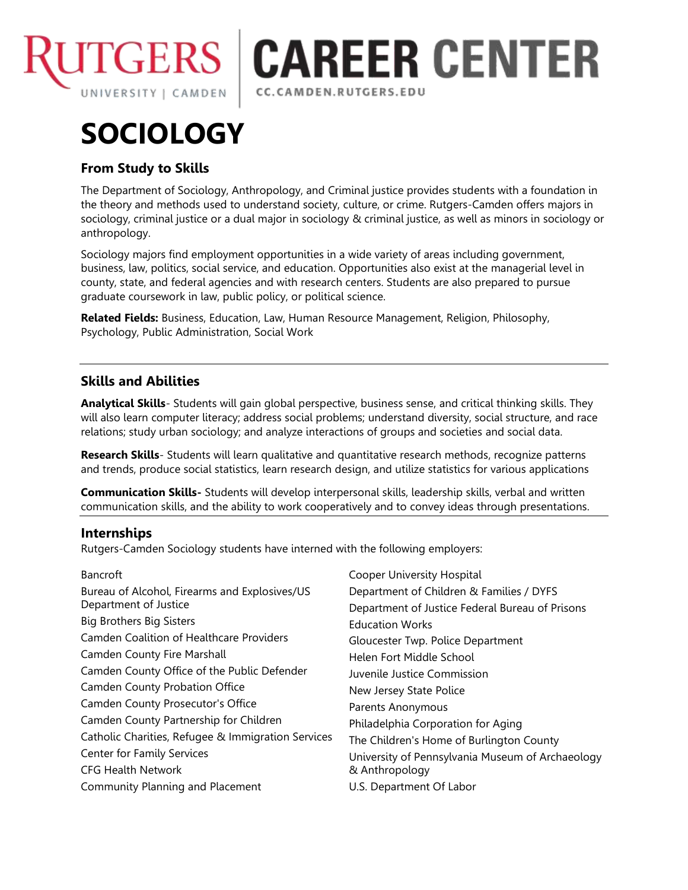RUTGERS UNIVERSITY | CAMDEN | CAREER CENTER CC.CAMDEN.RUTGERS.EDU

# SOCIOLOGY

## From Study to Skills

The Department of Sociology, Anthropology, and Criminal justice provides students with a foundation in the theory and methods used to understand society, culture, or crime. Rutgers-Camden offers majors in sociology, criminal justice or a dual major in sociology & criminal justice, as well as minors in sociology or anthropology.

Sociology majors find employment opportunities in a wide variety of areas including government, business, law, politics, social service, and education. Opportunities also exist at the managerial level in county, state, and federal agencies and with research centers. Students are also prepared to pursue graduate coursework in law, public policy, or political science.

**Related Fields:** Business, Education, Law, Human Resource Management, Religion, Philosophy, Psychology, Public Administration, Social Work

## Skills and Abilities

**Analytical Skills**- Students will gain global perspective, business sense, and critical thinking skills. They will also learn computer literacy; address social problems; understand diversity, social structure, and race relations; study urban sociology; and analyze interactions of groups and societies and social data.

**Research Skills**- Students will learn qualitative and quantitative research methods, recognize patterns and trends, produce social statistics, learn research design, and utilize statistics for various applications

**Communication Skills-** Students will develop interpersonal skills, leadership skills, verbal and written communication skills, and the ability to work cooperatively and to convey ideas through presentations.

## Internships

Rutgers-Camden Sociology students have interned with the following employers:

- Bancroft
- Bureau of Alcohol, Firearms and Explosives/US Department of Justice
- Big Brothers Big Sisters
- Camden Coalition of Healthcare Providers
- Camden County Fire Marshall
- Camden County Office of the Public Defender
- Camden County Probation Office
- Camden County Prosecutor's Office
- Camden County Partnership for Children
- Catholic Charities, Refugee & Immigration Services
- Center for Family Services
- CFG Health Network
- Community Planning and Placement
- Cooper University Hospital
- Department of Children & Families / DYFS
- Department of Justice Federal Bureau of Prisons
- Education Works
- Gloucester Twp. Police Department
- Helen Fort Middle School
- Juvenile Justice Commission
- New Jersey State Police
- Parents Anonymous
- Philadelphia Corporation for Aging
- The Children's Home of Burlington County
- University of Pennsylvania Museum of Archaeology & Anthropology
- U.S. Department Of Labor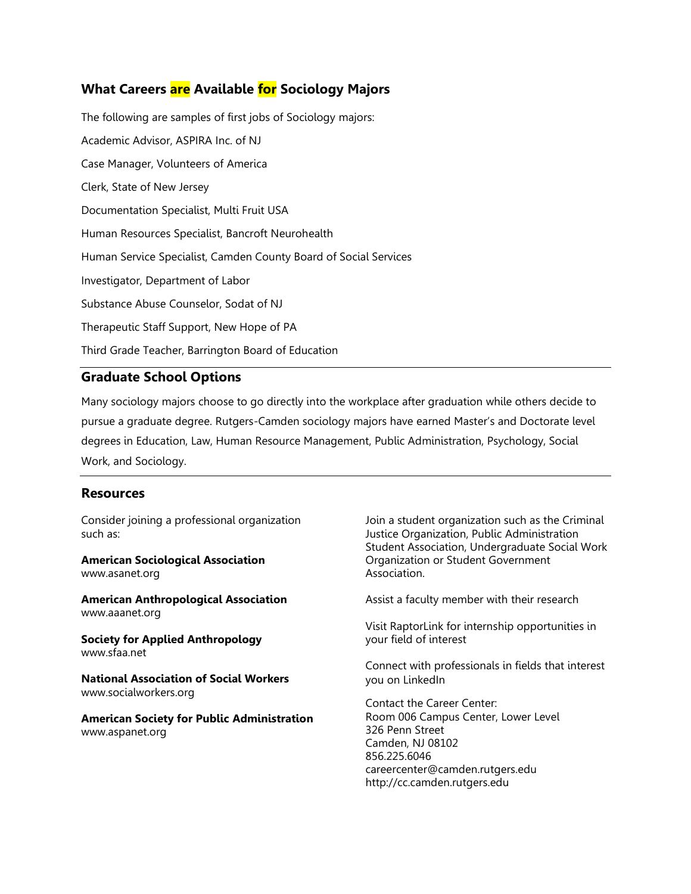## What Careers are Available for Sociology Majors

The following are samples of first jobs of Sociology majors:

Academic Advisor, ASPIRA Inc. of NJ

Case Manager, Volunteers of America

Clerk, State of New Jersey

Documentation Specialist, Multi Fruit USA

Human Resources Specialist, Bancroft Neurohealth

Human Service Specialist, Camden County Board of Social Services

Investigator, Department of Labor

Substance Abuse Counselor, Sodat of NJ

Therapeutic Staff Support, New Hope of PA

Third Grade Teacher, Barrington Board of Education

## Graduate School Options

Many sociology majors choose to go directly into the workplace after graduation while others decide to pursue a graduate degree. Rutgers-Camden sociology majors have earned Master's and Doctorate level degrees in Education, Law, Human Resource Management, Public Administration, Psychology, Social Work, and Sociology.

## Resources

Consider joining a professional organization such as:

**American Sociological Association**
www.asanet.org

**American Anthropological Association**
www.aaanet.org

**Society for Applied Anthropology**
www.sfaa.net

**National Association of Social Workers**
www.socialworkers.org

**American Society for Public Administration**
www.aspanet.org

Join a student organization such as the Criminal Justice Organization, Public Administration Student Association, Undergraduate Social Work Organization or Student Government Association.

Assist a faculty member with their research

Visit RaptorLink for internship opportunities in your field of interest

Connect with professionals in fields that interest you on LinkedIn

Contact the Career Center:
Room 006 Campus Center, Lower Level
326 Penn Street
Camden, NJ 08102
856.225.6046
careercenter@camden.rutgers.edu
http://cc.camden.rutgers.edu